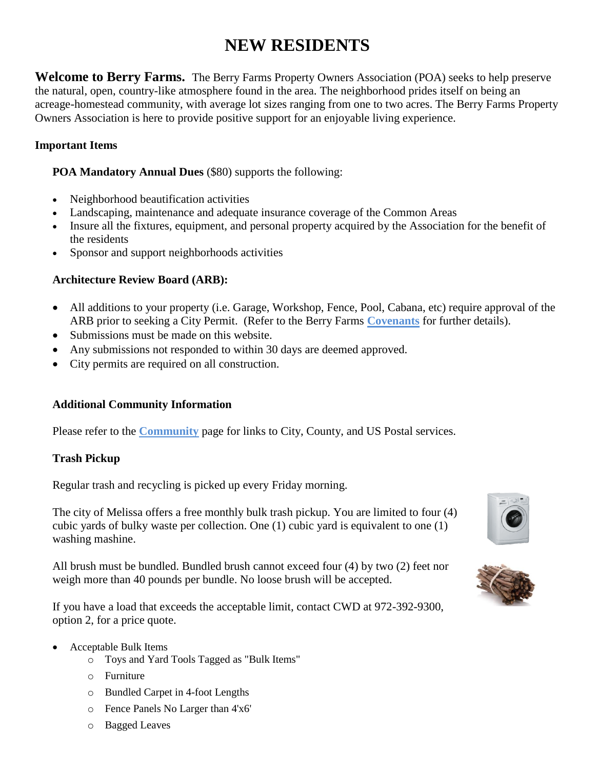# NEW RESIDENTS

**Welcome to Berry Farms.** The Berry Farms Property Owners Association (POA) seeks to help preserve the natural, open, country-like atmosphere found in the area. The neighborhood prides itself on being an acreage-homestead community, with average lot sizes ranging from one to two acres. The Berry Farms Property Owners Association is here to provide positive support for an enjoyable living experience.

### Important Items

**POA Mandatory Annual Dues** ($80) supports the following:

- Neighborhood beautification activities
- Landscaping, maintenance and adequate insurance coverage of the Common Areas
- Insure all the fixtures, equipment, and personal property acquired by the Association for the benefit of the residents
- Sponsor and support neighborhoods activities

**Architecture Review Board (ARB):**

- All additions to your property (i.e. Garage, Workshop, Fence, Pool, Cabana, etc) require approval of the ARB prior to seeking a City Permit. (Refer to the Berry Farms **Covenants** for further details).
- Submissions must be made on this website.
- Any submissions not responded to within 30 days are deemed approved.
- City permits are required on all construction.

**Additional Community Information**

Please refer to the **Community** page for links to City, County, and US Postal services.

**Trash Pickup**

Regular trash and recycling is picked up every Friday morning.

The city of Melissa offers a free monthly bulk trash pickup. You are limited to four (4) cubic yards of bulky waste per collection. One (1) cubic yard is equivalent to one (1) washing mashine.

All brush must be bundled. Bundled brush cannot exceed four (4) by two (2) feet nor weigh more than 40 pounds per bundle. No loose brush will be accepted.

If you have a load that exceeds the acceptable limit, contact CWD at 972-392-9300, option 2, for a price quote.

- Acceptable Bulk Items
  - Toys and Yard Tools Tagged as "Bulk Items"
  - Furniture
  - Bundled Carpet in 4-foot Lengths
  - Fence Panels No Larger than 4'x6'
  - Bagged Leaves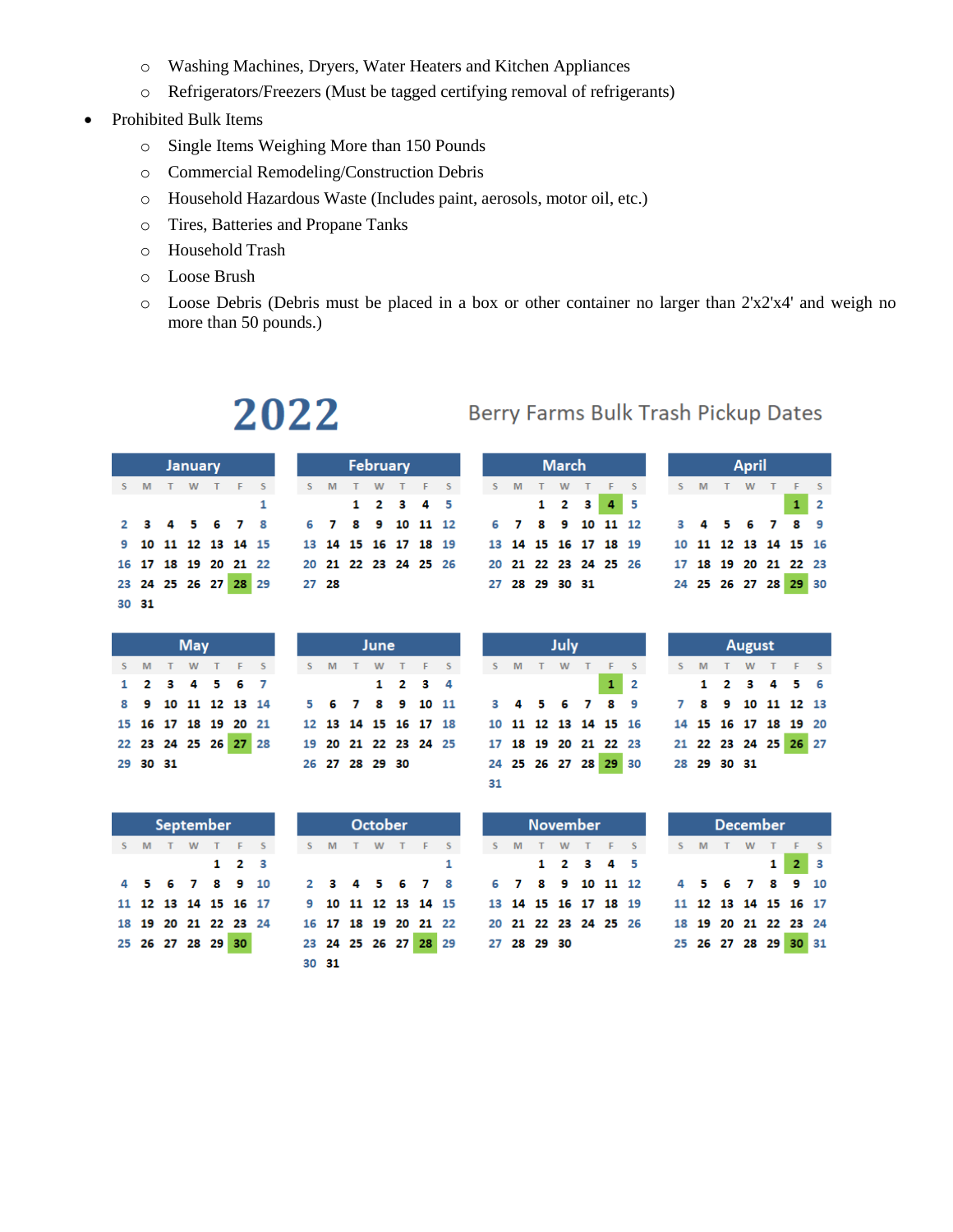- Washing Machines, Dryers, Water Heaters and Kitchen Appliances
  - Refrigerators/Freezers (Must be tagged certifying removal of refrigerants)
- Prohibited Bulk Items
  - Single Items Weighing More than 150 Pounds
  - Commercial Remodeling/Construction Debris
  - Household Hazardous Waste (Includes paint, aerosols, motor oil, etc.)
  - Tires, Batteries and Propane Tanks
  - Household Trash
  - Loose Brush
  - Loose Debris (Debris must be placed in a box or other container no larger than 2'x2'x4' and weigh no more than 50 pounds.)

# 2022 Berry Farms Bulk Trash Pickup Dates

**January**

| S | M | T | W | T | F | S |
|---|---|---|---|---|---|---|
| | | | | | | 1 |
| 2 | 3 | 4 | 5 | 6 | 7 | 8 |
| 9 | 10 | 11 | 12 | 13 | 14 | 15 |
| 16 | 17 | 18 | 19 | 20 | 21 | 22 |
| 23 | 24 | 25 | 26 | 27 | **28** | 29 |
| 30 | 31 | | | | | |

**February**

| S | M | T | W | T | F | S |
|---|---|---|---|---|---|---|
| | | 1 | 2 | 3 | 4 | 5 |
| 6 | 7 | 8 | 9 | 10 | 11 | 12 |
| 13 | 14 | 15 | 16 | 17 | 18 | 19 |
| 20 | 21 | 22 | 23 | 24 | 25 | 26 |
| 27 | 28 | | | | | |

**March**

| S | M | T | W | T | F | S |
|---|---|---|---|---|---|---|
| | | 1 | 2 | 3 | **4** | 5 |
| 6 | 7 | 8 | 9 | 10 | 11 | 12 |
| 13 | 14 | 15 | 16 | 17 | 18 | 19 |
| 20 | 21 | 22 | 23 | 24 | 25 | 26 |
| 27 | 28 | 29 | 30 | 31 | | |

**April**

| S | M | T | W | T | F | S |
|---|---|---|---|---|---|---|
| | | | | | **1** | 2 |
| 3 | 4 | 5 | 6 | 7 | 8 | 9 |
| 10 | 11 | 12 | 13 | 14 | 15 | 16 |
| 17 | 18 | 19 | 20 | 21 | 22 | 23 |
| 24 | 25 | 26 | 27 | 28 | **29** | 30 |

**May**

| S | M | T | W | T | F | S |
|---|---|---|---|---|---|---|
| 1 | 2 | 3 | 4 | 5 | 6 | 7 |
| 8 | 9 | 10 | 11 | 12 | 13 | 14 |
| 15 | 16 | 17 | 18 | 19 | 20 | 21 |
| 22 | 23 | 24 | 25 | 26 | **27** | 28 |
| 29 | 30 | 31 | | | | |

**June**

| S | M | T | W | T | F | S |
|---|---|---|---|---|---|---|
| | | | 1 | 2 | 3 | 4 |
| 5 | 6 | 7 | 8 | 9 | 10 | 11 |
| 12 | 13 | 14 | 15 | 16 | 17 | 18 |
| 19 | 20 | 21 | 22 | 23 | 24 | 25 |
| 26 | 27 | 28 | 29 | 30 | | |

**July**

| S | M | T | W | T | F | S |
|---|---|---|---|---|---|---|
| | | | | | **1** | 2 |
| 3 | 4 | 5 | 6 | 7 | 8 | 9 |
| 10 | 11 | 12 | 13 | 14 | 15 | 16 |
| 17 | 18 | 19 | 20 | 21 | 22 | 23 |
| 24 | 25 | 26 | 27 | 28 | **29** | 30 |
| 31 | | | | | | |

**August**

| S | M | T | W | T | F | S |
|---|---|---|---|---|---|---|
| | 1 | 2 | 3 | 4 | 5 | 6 |
| 7 | 8 | 9 | 10 | 11 | 12 | 13 |
| 14 | 15 | 16 | 17 | 18 | 19 | 20 |
| 21 | 22 | 23 | 24 | 25 | **26** | 27 |
| 28 | 29 | 30 | 31 | | | |

**September**

| S | M | T | W | T | F | S |
|---|---|---|---|---|---|---|
| | | | | 1 | 2 | 3 |
| 4 | 5 | 6 | 7 | 8 | 9 | 10 |
| 11 | 12 | 13 | 14 | 15 | 16 | 17 |
| 18 | 19 | 20 | 21 | 22 | 23 | 24 |
| 25 | 26 | 27 | 28 | 29 | **30** | |

**October**

| S | M | T | W | T | F | S |
|---|---|---|---|---|---|---|
| | | | | | | 1 |
| 2 | 3 | 4 | 5 | 6 | 7 | 8 |
| 9 | 10 | 11 | 12 | 13 | 14 | 15 |
| 16 | 17 | 18 | 19 | 20 | 21 | 22 |
| 23 | 24 | 25 | 26 | 27 | **28** | 29 |
| 30 | 31 | | | | | |

**November**

| S | M | T | W | T | F | S |
|---|---|---|---|---|---|---|
| | | 1 | 2 | 3 | 4 | 5 |
| 6 | 7 | 8 | 9 | 10 | 11 | 12 |
| 13 | 14 | 15 | 16 | 17 | 18 | 19 |
| 20 | 21 | 22 | 23 | 24 | 25 | 26 |
| 27 | 28 | 29 | 30 | | | |

**December**

| S | M | T | W | T | F | S |
|---|---|---|---|---|---|---|
| | | | | 1 | **2** | 3 |
| 4 | 5 | 6 | 7 | 8 | 9 | 10 |
| 11 | 12 | 13 | 14 | 15 | 16 | 17 |
| 18 | 19 | 20 | 21 | 22 | 23 | 24 |
| 25 | 26 | 27 | 28 | 29 | **30** | 31 |